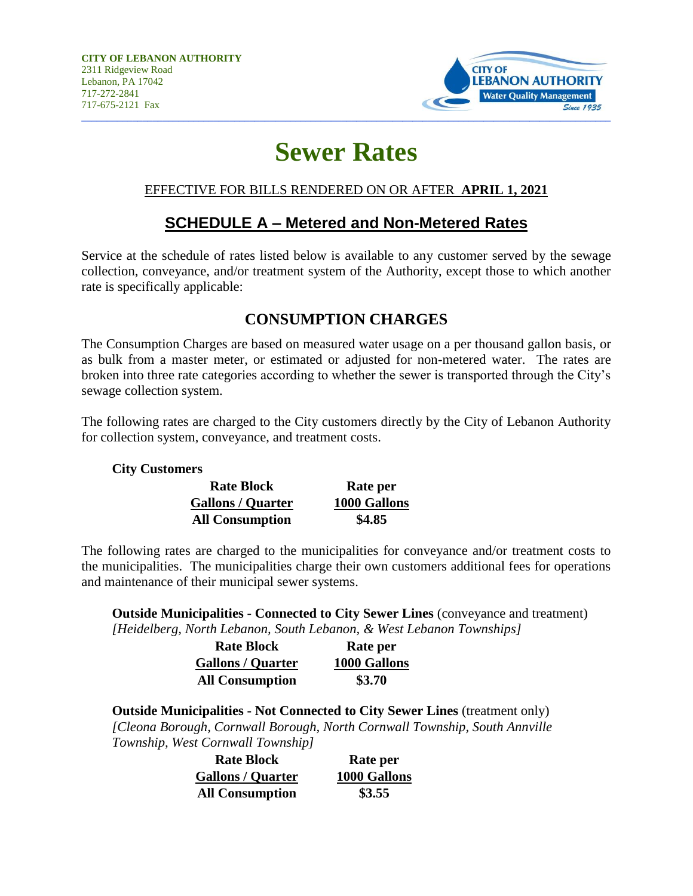**CITY OF LEBANON AUTHORITY**
2311 Ridgeview Road
Lebanon, PA 17042
717-272-2841
717-675-2121 Fax

# Sewer Rates

EFFECTIVE FOR BILLS RENDERED ON OR AFTER **APRIL 1, 2021**

## SCHEDULE A – Metered and Non-Metered Rates

Service at the schedule of rates listed below is available to any customer served by the sewage collection, conveyance, and/or treatment system of the Authority, except those to which another rate is specifically applicable:

## CONSUMPTION CHARGES

The Consumption Charges are based on measured water usage on a per thousand gallon basis, or as bulk from a master meter, or estimated or adjusted for non-metered water. The rates are broken into three rate categories according to whether the sewer is transported through the City's sewage collection system.

The following rates are charged to the City customers directly by the City of Lebanon Authority for collection system, conveyance, and treatment costs.

**City Customers**

| Rate Block Gallons / Quarter | Rate per 1000 Gallons |
|---|---|
| **All Consumption** | **$4.85** |

The following rates are charged to the municipalities for conveyance and/or treatment costs to the municipalities. The municipalities charge their own customers additional fees for operations and maintenance of their municipal sewer systems.

**Outside Municipalities - Connected to City Sewer Lines** (conveyance and treatment)
*[Heidelberg, North Lebanon, South Lebanon, & West Lebanon Townships]*

| Rate Block Gallons / Quarter | Rate per 1000 Gallons |
|---|---|
| **All Consumption** | **$3.70** |

**Outside Municipalities - Not Connected to City Sewer Lines** (treatment only)
*[Cleona Borough, Cornwall Borough, North Cornwall Township, South Annville Township, West Cornwall Township]*

| Rate Block Gallons / Quarter | Rate per 1000 Gallons |
|---|---|
| **All Consumption** | **$3.55** |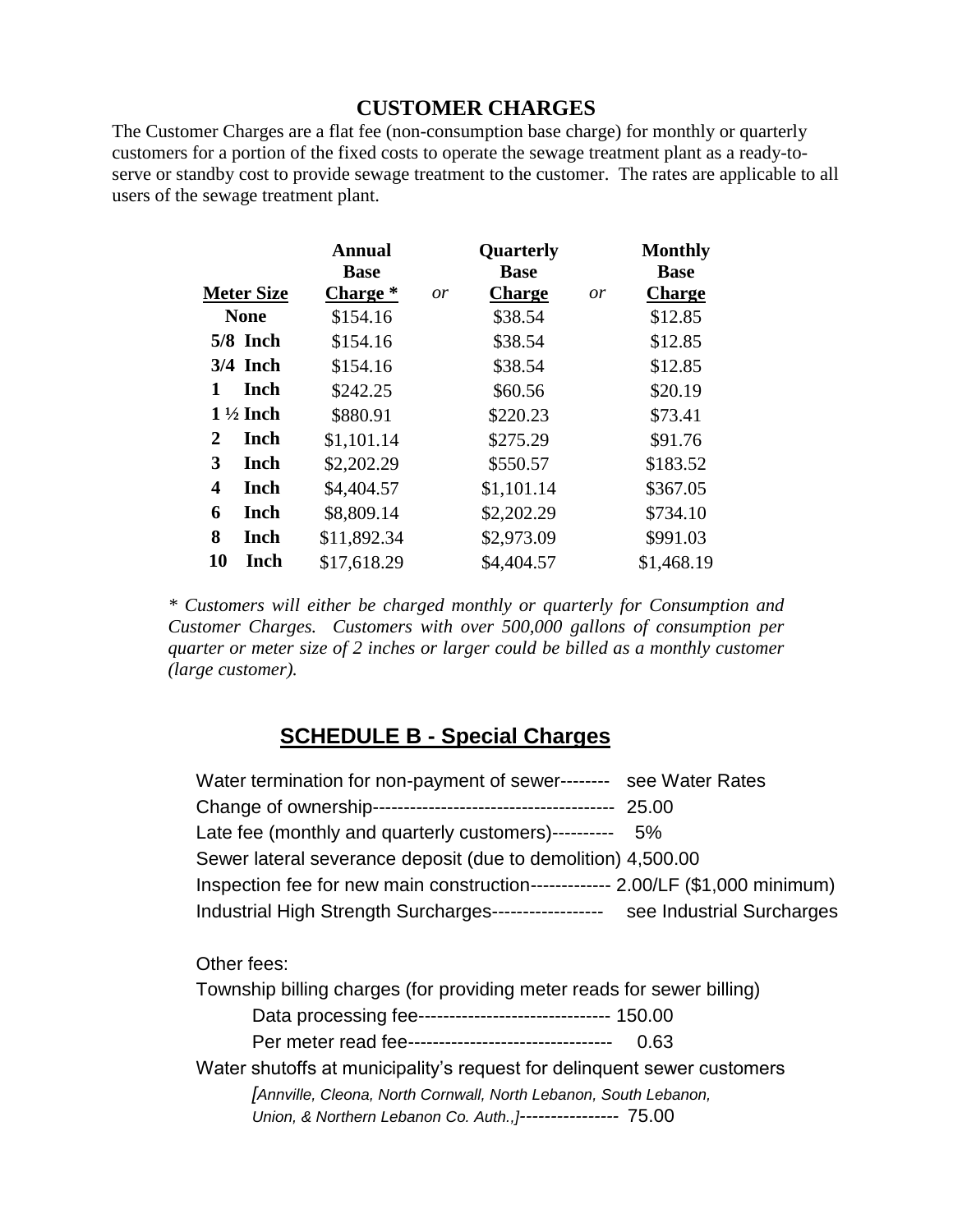## CUSTOMER CHARGES

The Customer Charges are a flat fee (non-consumption base charge) for monthly or quarterly customers for a portion of the fixed costs to operate the sewage treatment plant as a ready-to-serve or standby cost to provide sewage treatment to the customer. The rates are applicable to all users of the sewage treatment plant.

| Meter Size | Annual Base Charge * | | Quarterly Base Charge | | Monthly Base Charge |
|---|---|---|---|---|---|
| None | $154.16 | *or* | $38.54 | *or* | $12.85 |
| 5/8 Inch | $154.16 | | $38.54 | | $12.85 |
| 3/4 Inch | $154.16 | | $38.54 | | $12.85 |
| 1 Inch | $242.25 | | $60.56 | | $20.19 |
| 1 ½ Inch | $880.91 | | $220.23 | | $73.41 |
| 2 Inch | $1,101.14 | | $275.29 | | $91.76 |
| 3 Inch | $2,202.29 | | $550.57 | | $183.52 |
| 4 Inch | $4,404.57 | | $1,101.14 | | $367.05 |
| 6 Inch | $8,809.14 | | $2,202.29 | | $734.10 |
| 8 Inch | $11,892.34 | | $2,973.09 | | $991.03 |
| 10 Inch | $17,618.29 | | $4,404.57 | | $1,468.19 |

*\* Customers will either be charged monthly or quarterly for Consumption and Customer Charges. Customers with over 500,000 gallons of consumption per quarter or meter size of 2 inches or larger could be billed as a monthly customer (large customer).*

## SCHEDULE B - Special Charges

Water termination for non-payment of sewer-------- see Water Rates
Change of ownership--------------------------------------- 25.00
Late fee (monthly and quarterly customers)---------- 5%
Sewer lateral severance deposit (due to demolition) 4,500.00
Inspection fee for new main construction------------- 2.00/LF ($1,000 minimum)
Industrial High Strength Surcharges------------------ see Industrial Surcharges

Other fees:
Township billing charges (for providing meter reads for sewer billing)
Data processing fee------------------------------- 150.00
Per meter read fee--------------------------------- 0.63
Water shutoffs at municipality's request for delinquent sewer customers
*[Annville, Cleona, North Cornwall, North Lebanon, South Lebanon, Union, & Northern Lebanon Co. Auth.,]*---------------- 75.00